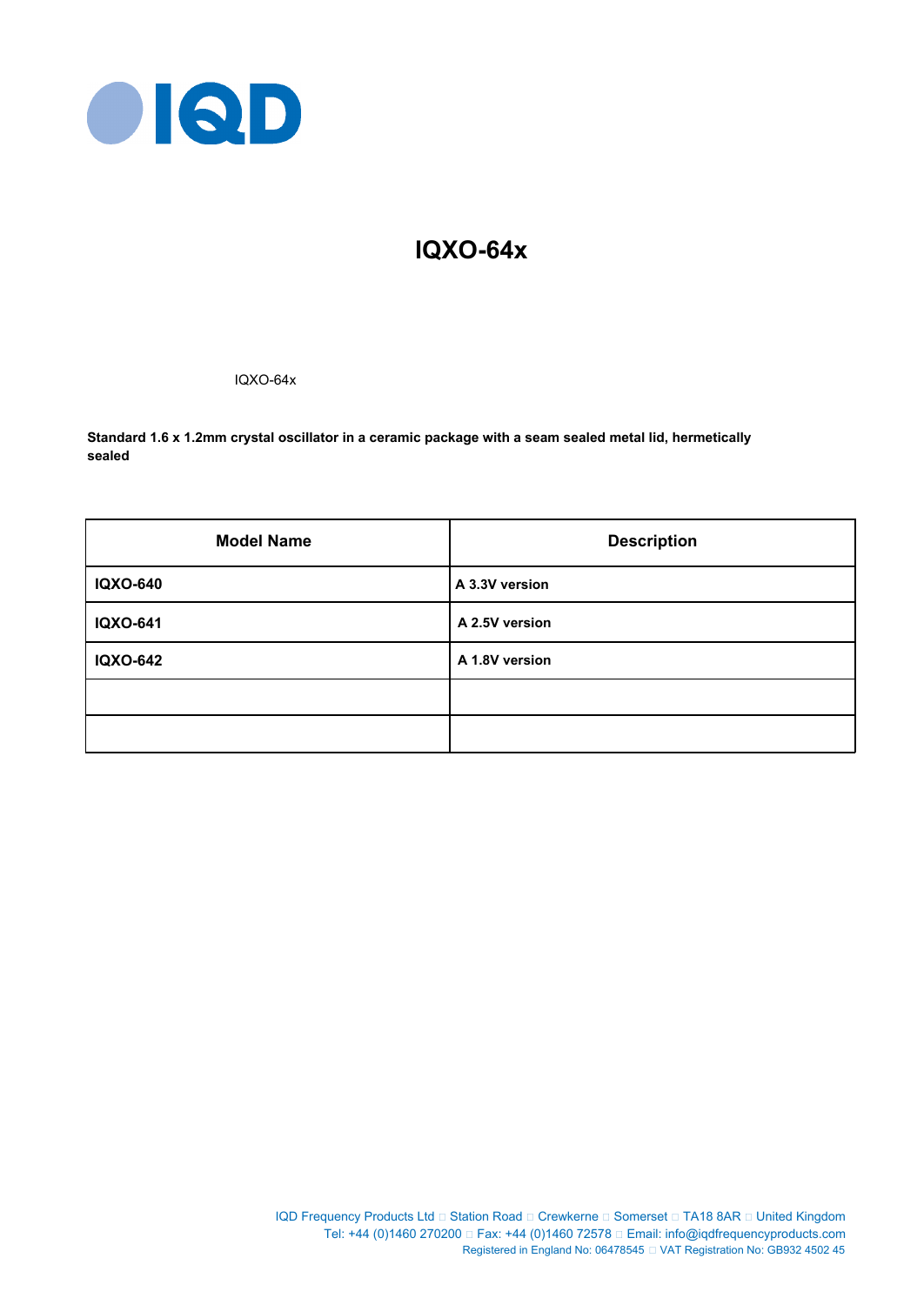# IQXO-64x

IQXO-64x

**Standard 1.6 x 1.2mm crystal oscillator in a ceramic package with a seam sealed metal lid, hermetically sealed**

| Model Name | Description |
|---|---|
| **IQXO-640** | **A 3.3V version** |
| **IQXO-641** | **A 2.5V version** |
| **IQXO-642** | **A 1.8V version** |
| | |
| | |

IQD Frequency Products Ltd □ Station Road □ Crewkerne □ Somerset □ TA18 8AR □ United Kingdom
Tel: +44 (0)1460 270200 □ Fax: +44 (0)1460 72578 □ Email: info@iqdfrequencyproducts.com
Registered in England No: 06478545 □ VAT Registration No: GB932 4502 45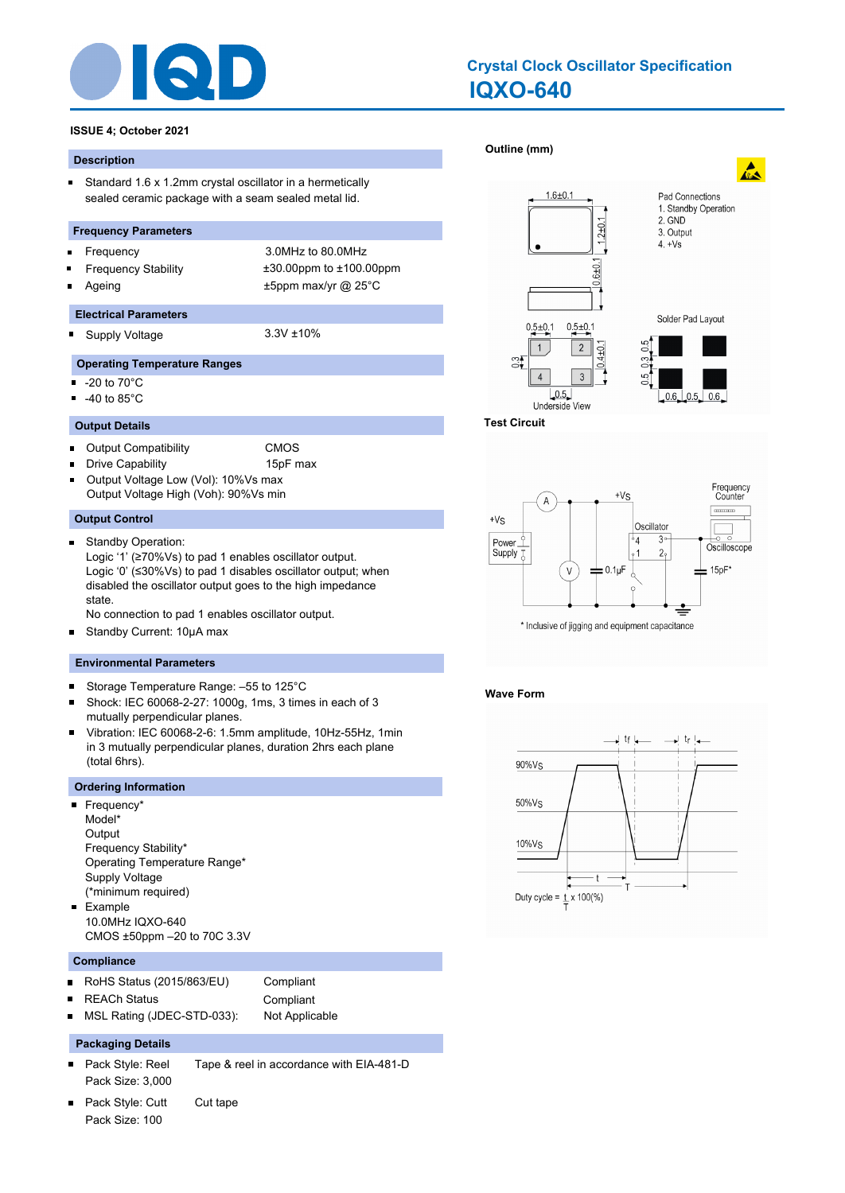# Crystal Clock Oscillator Specification
# IQXO-640

**ISSUE 4; October 2021**

## Description

- Standard 1.6 x 1.2mm crystal oscillator in a hermetically sealed ceramic package with a seam sealed metal lid.

## Frequency Parameters

| | |
|---|---|
| Frequency | 3.0MHz to 80.0MHz |
| Frequency Stability | ±30.00ppm to ±100.00ppm |
| Ageing | ±5ppm max/yr @ 25°C |

## Electrical Parameters

| | |
|---|---|
| Supply Voltage | 3.3V ±10% |

## Operating Temperature Ranges

- -20 to 70°C
- -40 to 85°C

## Output Details

| | |
|---|---|
| Output Compatibility | CMOS |
| Drive Capability | 15pF max |

- Output Voltage Low (Vol): 10%Vs max
  Output Voltage High (Voh): 90%Vs min

## Output Control

- Standby Operation:
  Logic '1' (≥70%Vs) to pad 1 enables oscillator output.
  Logic '0' (≤30%Vs) to pad 1 disables oscillator output; when disabled the oscillator output goes to the high impedance state.
  No connection to pad 1 enables oscillator output.
- Standby Current: 10µA max

## Environmental Parameters

- Storage Temperature Range: –55 to 125°C
- Shock: IEC 60068-2-27: 1000g, 1ms, 3 times in each of 3 mutually perpendicular planes.
- Vibration: IEC 60068-2-6: 1.5mm amplitude, 10Hz-55Hz, 1min in 3 mutually perpendicular planes, duration 2hrs each plane (total 6hrs).

## Ordering Information

- Frequency*
  Model*
  Output
  Frequency Stability*
  Operating Temperature Range*
  Supply Voltage
  (*minimum required)
- Example
  10.0MHz IQXO-640
  CMOS ±50ppm –20 to 70C 3.3V

## Compliance

| | |
|---|---|
| RoHS Status (2015/863/EU) | Compliant |
| REACh Status | Compliant |
| MSL Rating (JDEC-STD-033): | Not Applicable |

## Packaging Details

- Pack Style: Reel — Tape & reel in accordance with EIA-481-D
  Pack Size: 3,000
- Pack Style: Cutt — Cut tape
  Pack Size: 100

## Outline (mm)

Pad Connections
1. Standby Operation
2. GND
3. Output
4. +Vs

Dimensions: 1.6±0.1, 1.2±0.1, 0.6±0.1, 0.5±0.1, 0.5±0.1, 0.4±0.1, 0.3, 0.5

Underside View

Solder Pad Layout: 0.5, 0.3, 0.5; 0.6, 0.5, 0.6

## Test Circuit

+Vs, Power Supply, A, V, 0.1µF, Oscillator (4, 3, 1, 2), Frequency Counter, Oscilloscope, 15pF*

\* Inclusive of jigging and equipment capacitance

## Wave Form

90%Vs, 50%Vs, 10%Vs, tf, tr, t, T

Duty cycle = $\frac{t}{T}$ x 100(%)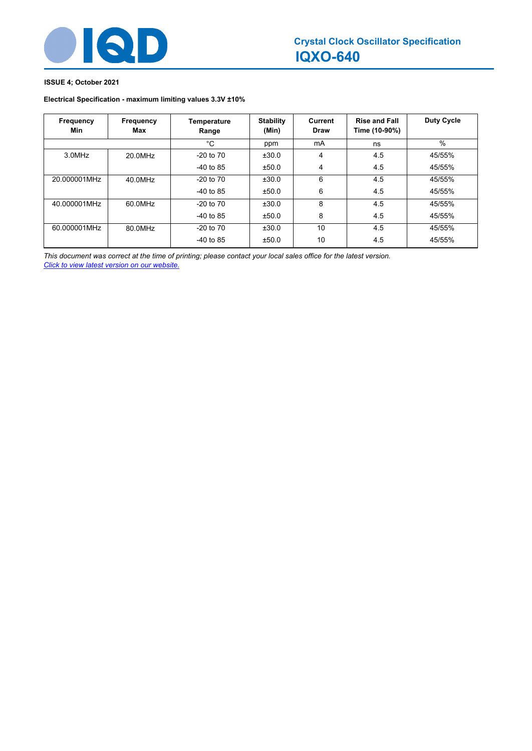# Crystal Clock Oscillator Specification

## IQXO-640

**ISSUE 4; October 2021**

**Electrical Specification - maximum limiting values 3.3V ±10%**

| Frequency Min | Frequency Max | Temperature Range | Stability (Min) | Current Draw | Rise and Fall Time (10-90%) | Duty Cycle |
|---|---|---|---|---|---|---|
| | | °C | ppm | mA | ns | % |
| 3.0MHz | 20.0MHz | -20 to 70 | ±30.0 | 4 | 4.5 | 45/55% |
| | | -40 to 85 | ±50.0 | 4 | 4.5 | 45/55% |
| 20.000001MHz | 40.0MHz | -20 to 70 | ±30.0 | 6 | 4.5 | 45/55% |
| | | -40 to 85 | ±50.0 | 6 | 4.5 | 45/55% |
| 40.000001MHz | 60.0MHz | -20 to 70 | ±30.0 | 8 | 4.5 | 45/55% |
| | | -40 to 85 | ±50.0 | 8 | 4.5 | 45/55% |
| 60.000001MHz | 80.0MHz | -20 to 70 | ±30.0 | 10 | 4.5 | 45/55% |
| | | -40 to 85 | ±50.0 | 10 | 4.5 | 45/55% |

*This document was correct at the time of printing; please contact your local sales office for the latest version.*
*Click to view latest version on our website.*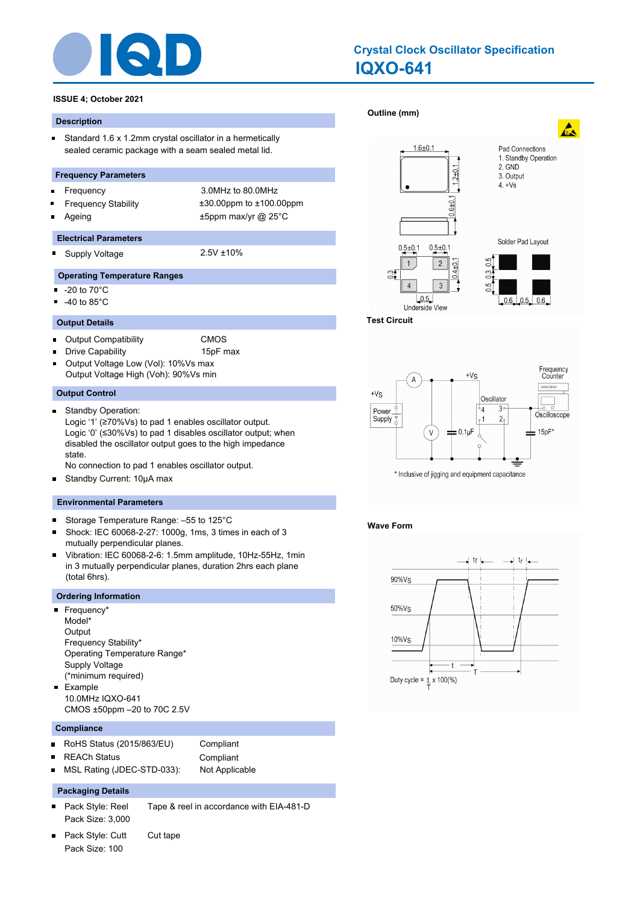# Crystal Clock Oscillator Specification

## IQXO-641

**ISSUE 4; October 2021**

### Description

- Standard 1.6 x 1.2mm crystal oscillator in a hermetically sealed ceramic package with a seam sealed metal lid.

### Frequency Parameters

| | |
|---|---|
| Frequency | 3.0MHz to 80.0MHz |
| Frequency Stability | ±30.00ppm to ±100.00ppm |
| Ageing | ±5ppm max/yr @ 25°C |

### Electrical Parameters

| | |
|---|---|
| Supply Voltage | 2.5V ±10% |

### Operating Temperature Ranges

- -20 to 70°C
- -40 to 85°C

### Output Details

| | |
|---|---|
| Output Compatibility | CMOS |
| Drive Capability | 15pF max |

- Output Voltage Low (Vol): 10%Vs max
  Output Voltage High (Voh): 90%Vs min

### Output Control

- Standby Operation:
  Logic '1' (≥70%Vs) to pad 1 enables oscillator output.
  Logic '0' (≤30%Vs) to pad 1 disables oscillator output; when disabled the oscillator output goes to the high impedance state.
  No connection to pad 1 enables oscillator output.
- Standby Current: 10μA max

### Environmental Parameters

- Storage Temperature Range: –55 to 125°C
- Shock: IEC 60068-2-27: 1000g, 1ms, 3 times in each of 3 mutually perpendicular planes.
- Vibration: IEC 60068-2-6: 1.5mm amplitude, 10Hz-55Hz, 1min in 3 mutually perpendicular planes, duration 2hrs each plane (total 6hrs).

### Ordering Information

- Frequency*
  Model*
  Output
  Frequency Stability*
  Operating Temperature Range*
  Supply Voltage
  (*minimum required)
- Example
  10.0MHz IQXO-641
  CMOS ±50ppm –20 to 70C 2.5V

### Compliance

| | |
|---|---|
| RoHS Status (2015/863/EU) | Compliant |
| REACh Status | Compliant |
| MSL Rating (JDEC-STD-033): | Not Applicable |

### Packaging Details

- Pack Style: Reel — Tape & reel in accordance with EIA-481-D
  Pack Size: 3,000
- Pack Style: Cutt — Cut tape
  Pack Size: 100

### Outline (mm)

Pad Connections
1. Standby Operation
2. GND
3. Output
4. +Vs

1.6±0.1, 1.2±0.1, 0.6±0.1, 0.5±0.1, 0.5±0.1, 0.3, 0.4±0.1, 0.5

Underside View

Solder Pad Layout: 0.5, 0.3, 0.5; 0.6, 0.5, 0.6

### Test Circuit

+Vs, Power Supply, A, V, 0.1μF, Oscillator (4, 3, 1, 2), Frequency Counter, Oscilloscope, 15pF*

\* Inclusive of jigging and equipment capacitance

### Wave Form

90%Vs, 50%Vs, 10%Vs, tf, tr, t, T

Duty cycle = $\frac{t}{T}$ x 100(%)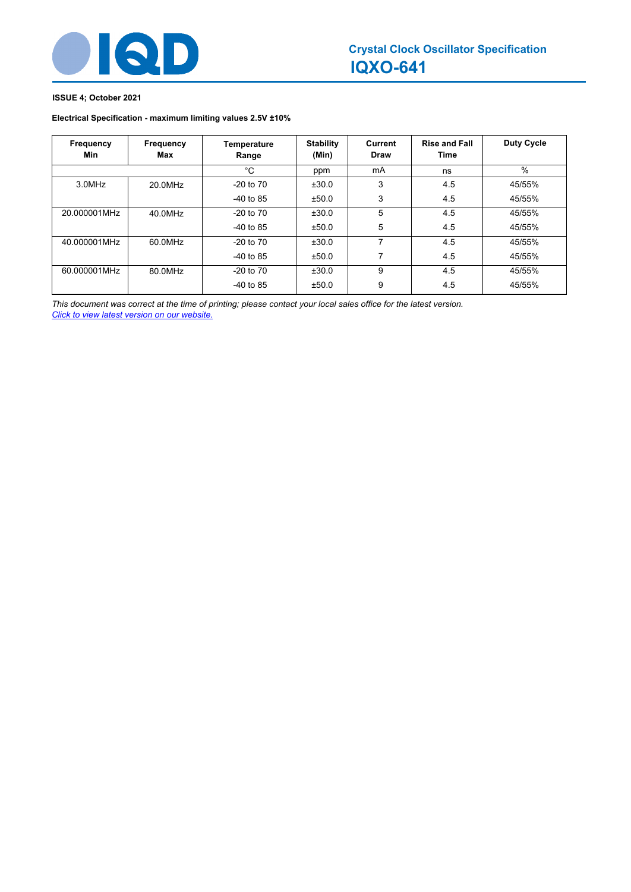**ISSUE 4; October 2021**

**Electrical Specification - maximum limiting values 2.5V ±10%**

| Frequency Min | Frequency Max | Temperature Range | Stability (Min) | Current Draw | Rise and Fall Time | Duty Cycle |
|---|---|---|---|---|---|---|
| | | °C | ppm | mA | ns | % |
| 3.0MHz | 20.0MHz | -20 to 70 | ±30.0 | 3 | 4.5 | 45/55% |
| | | -40 to 85 | ±50.0 | 3 | 4.5 | 45/55% |
| 20.000001MHz | 40.0MHz | -20 to 70 | ±30.0 | 5 | 4.5 | 45/55% |
| | | -40 to 85 | ±50.0 | 5 | 4.5 | 45/55% |
| 40.000001MHz | 60.0MHz | -20 to 70 | ±30.0 | 7 | 4.5 | 45/55% |
| | | -40 to 85 | ±50.0 | 7 | 4.5 | 45/55% |
| 60.000001MHz | 80.0MHz | -20 to 70 | ±30.0 | 9 | 4.5 | 45/55% |
| | | -40 to 85 | ±50.0 | 9 | 4.5 | 45/55% |

*This document was correct at the time of printing; please contact your local sales office for the latest version.*
*Click to view latest version on our website.*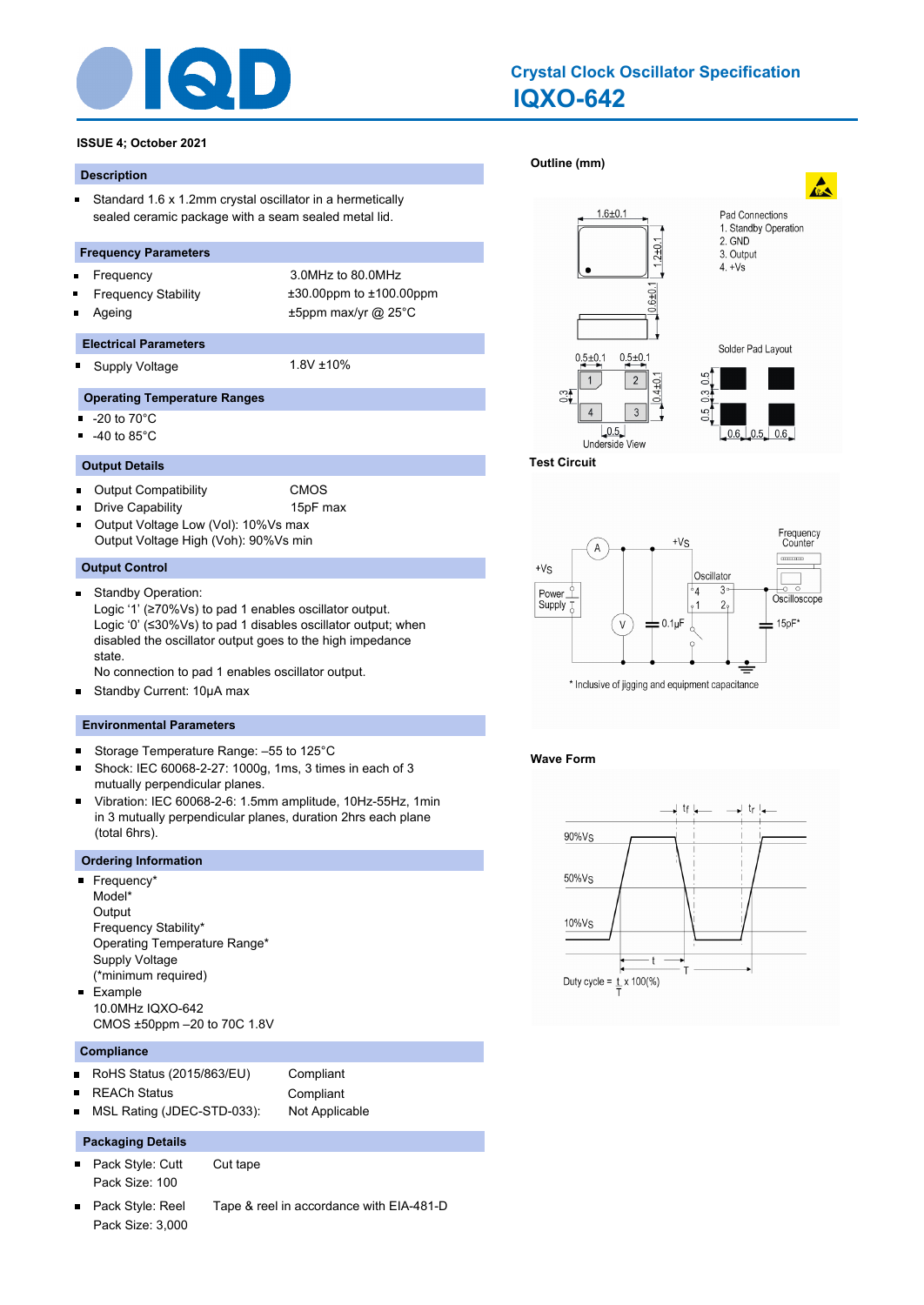# Crystal Clock Oscillator Specification
# IQXO-642

**ISSUE 4; October 2021**

## Description

- Standard 1.6 x 1.2mm crystal oscillator in a hermetically sealed ceramic package with a seam sealed metal lid.

## Frequency Parameters

| | |
|---|---|
| Frequency | 3.0MHz to 80.0MHz |
| Frequency Stability | ±30.00ppm to ±100.00ppm |
| Ageing | ±5ppm max/yr @ 25°C |

## Electrical Parameters

| | |
|---|---|
| Supply Voltage | 1.8V ±10% |

## Operating Temperature Ranges

- -20 to 70°C
- -40 to 85°C

## Output Details

| | |
|---|---|
| Output Compatibility | CMOS |
| Drive Capability | 15pF max |

- Output Voltage Low (Vol): 10%Vs max
  Output Voltage High (Voh): 90%Vs min

## Output Control

- Standby Operation:
  Logic '1' (≥70%Vs) to pad 1 enables oscillator output.
  Logic '0' (≤30%Vs) to pad 1 disables oscillator output; when disabled the oscillator output goes to the high impedance state.
  No connection to pad 1 enables oscillator output.
- Standby Current: 10µA max

## Environmental Parameters

- Storage Temperature Range: –55 to 125°C
- Shock: IEC 60068-2-27: 1000g, 1ms, 3 times in each of 3 mutually perpendicular planes.
- Vibration: IEC 60068-2-6: 1.5mm amplitude, 10Hz-55Hz, 1min in 3 mutually perpendicular planes, duration 2hrs each plane (total 6hrs).

## Ordering Information

- Frequency*
  Model*
  Output
  Frequency Stability*
  Operating Temperature Range*
  Supply Voltage
  (*minimum required)
- Example
  10.0MHz IQXO-642
  CMOS ±50ppm –20 to 70C 1.8V

## Compliance

| | |
|---|---|
| RoHS Status (2015/863/EU) | Compliant |
| REACh Status | Compliant |
| MSL Rating (JDEC-STD-033): | Not Applicable |

## Packaging Details

- Pack Style: Cutt — Cut tape
  Pack Size: 100
- Pack Style: Reel — Tape & reel in accordance with EIA-481-D
  Pack Size: 3,000

## Outline (mm)

1.6±0.1; 1.2±0.1; 0.6±0.1

Pad Connections
1. Standby Operation
2. GND
3. Output
4. +Vs

0.5±0.1; 0.5±0.1; 0.3; 0.4±0.1; 0.5

Underside View

Solder Pad Layout: 0.5; 0.3; 0.5; 0.6; 0.5; 0.6

## Test Circuit

A; +Vs; Frequency Counter; +Vs; Power Supply; Oscillator; 4; 3; 1; 2; Oscilloscope; V; 0.1µF; 15pF*

* Inclusive of jigging and equipment capacitance

## Wave Form

tf; tr; 90%Vs; 50%Vs; 10%Vs; t; T

Duty cycle = $\frac{t}{T}$ x 100(%)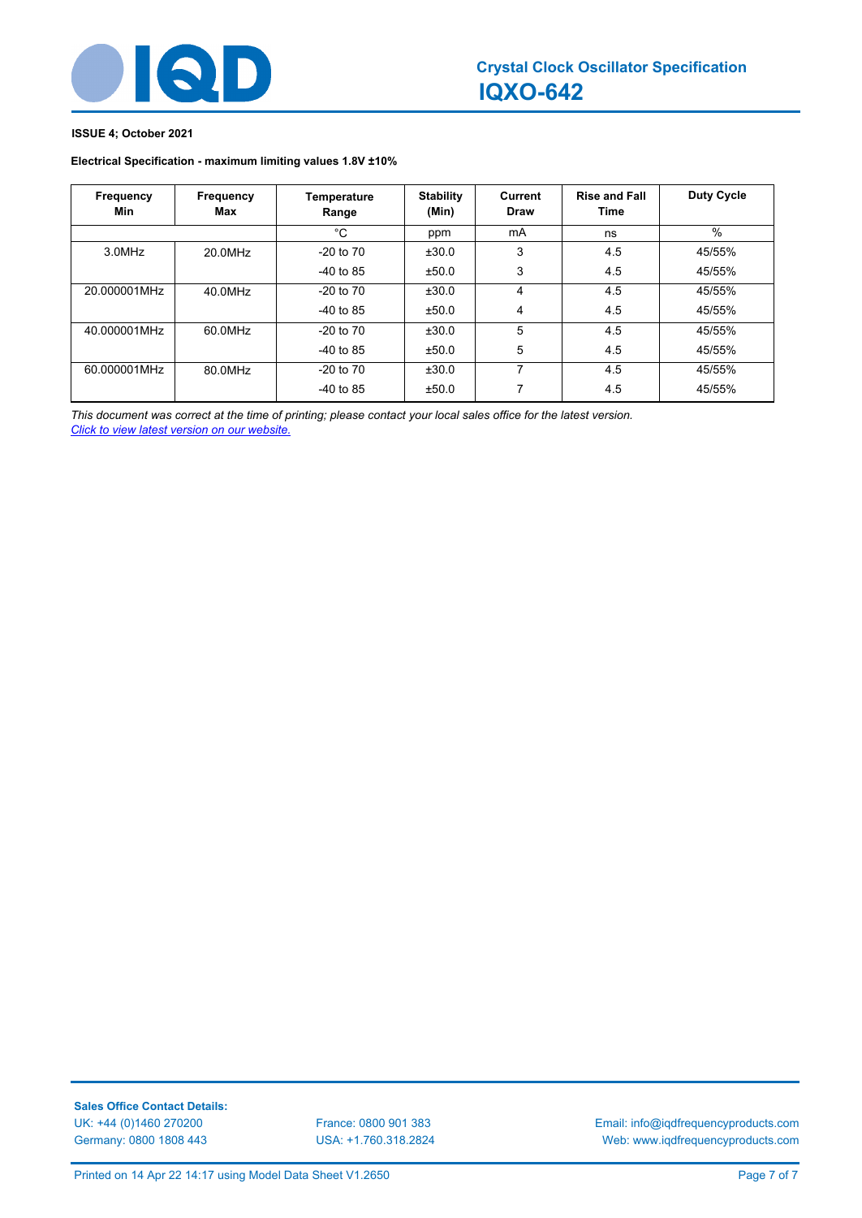**ISSUE 4; October 2021**

**Electrical Specification - maximum limiting values 1.8V ±10%**

| Frequency Min | Frequency Max | Temperature Range | Stability (Min) | Current Draw | Rise and Fall Time | Duty Cycle |
|---|---|---|---|---|---|---|
| | | °C | ppm | mA | ns | % |
| 3.0MHz | 20.0MHz | -20 to 70 | ±30.0 | 3 | 4.5 | 45/55% |
| | | -40 to 85 | ±50.0 | 3 | 4.5 | 45/55% |
| 20.000001MHz | 40.0MHz | -20 to 70 | ±30.0 | 4 | 4.5 | 45/55% |
| | | -40 to 85 | ±50.0 | 4 | 4.5 | 45/55% |
| 40.000001MHz | 60.0MHz | -20 to 70 | ±30.0 | 5 | 4.5 | 45/55% |
| | | -40 to 85 | ±50.0 | 5 | 4.5 | 45/55% |
| 60.000001MHz | 80.0MHz | -20 to 70 | ±30.0 | 7 | 4.5 | 45/55% |
| | | -40 to 85 | ±50.0 | 7 | 4.5 | 45/55% |

*This document was correct at the time of printing; please contact your local sales office for the latest version.*
*Click to view latest version on our website.*

**Sales Office Contact Details:**
UK: +44 (0)1460 270200
Germany: 0800 1808 443
France: 0800 901 383
USA: +1.760.318.2824
Email: info@iqdfrequencyproducts.com
Web: www.iqdfrequencyproducts.com